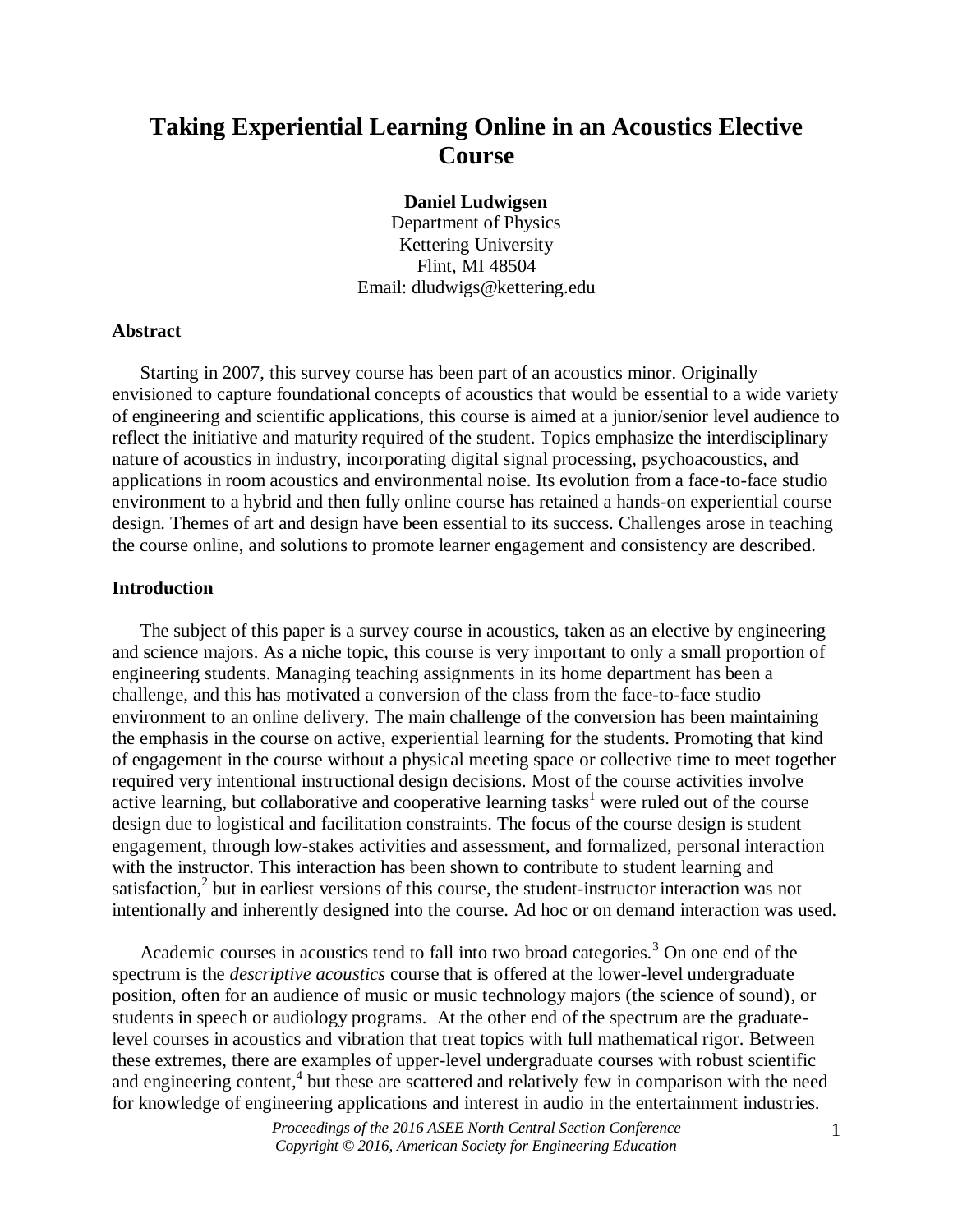# Taking Experiential Learning Online in an Acoustics Elective Course

**Daniel Ludwigsen**
Department of Physics
Kettering University
Flint, MI 48504
Email: dludwigs@kettering.edu

## Abstract

Starting in 2007, this survey course has been part of an acoustics minor. Originally envisioned to capture foundational concepts of acoustics that would be essential to a wide variety of engineering and scientific applications, this course is aimed at a junior/senior level audience to reflect the initiative and maturity required of the student. Topics emphasize the interdisciplinary nature of acoustics in industry, incorporating digital signal processing, psychoacoustics, and applications in room acoustics and environmental noise. Its evolution from a face-to-face studio environment to a hybrid and then fully online course has retained a hands-on experiential course design. Themes of art and design have been essential to its success. Challenges arose in teaching the course online, and solutions to promote learner engagement and consistency are described.

## Introduction

The subject of this paper is a survey course in acoustics, taken as an elective by engineering and science majors. As a niche topic, this course is very important to only a small proportion of engineering students. Managing teaching assignments in its home department has been a challenge, and this has motivated a conversion of the class from the face-to-face studio environment to an online delivery. The main challenge of the conversion has been maintaining the emphasis in the course on active, experiential learning for the students. Promoting that kind of engagement in the course without a physical meeting space or collective time to meet together required very intentional instructional design decisions. Most of the course activities involve active learning, but collaborative and cooperative learning tasks[1] were ruled out of the course design due to logistical and facilitation constraints. The focus of the course design is student engagement, through low-stakes activities and assessment, and formalized, personal interaction with the instructor. This interaction has been shown to contribute to student learning and satisfaction,[2] but in earliest versions of this course, the student-instructor interaction was not intentionally and inherently designed into the course. Ad hoc or on demand interaction was used.

Academic courses in acoustics tend to fall into two broad categories.[3] On one end of the spectrum is the *descriptive acoustics* course that is offered at the lower-level undergraduate position, often for an audience of music or music technology majors (the science of sound), or students in speech or audiology programs. At the other end of the spectrum are the graduate-level courses in acoustics and vibration that treat topics with full mathematical rigor. Between these extremes, there are examples of upper-level undergraduate courses with robust scientific and engineering content,[4] but these are scattered and relatively few in comparison with the need for knowledge of engineering applications and interest in audio in the entertainment industries.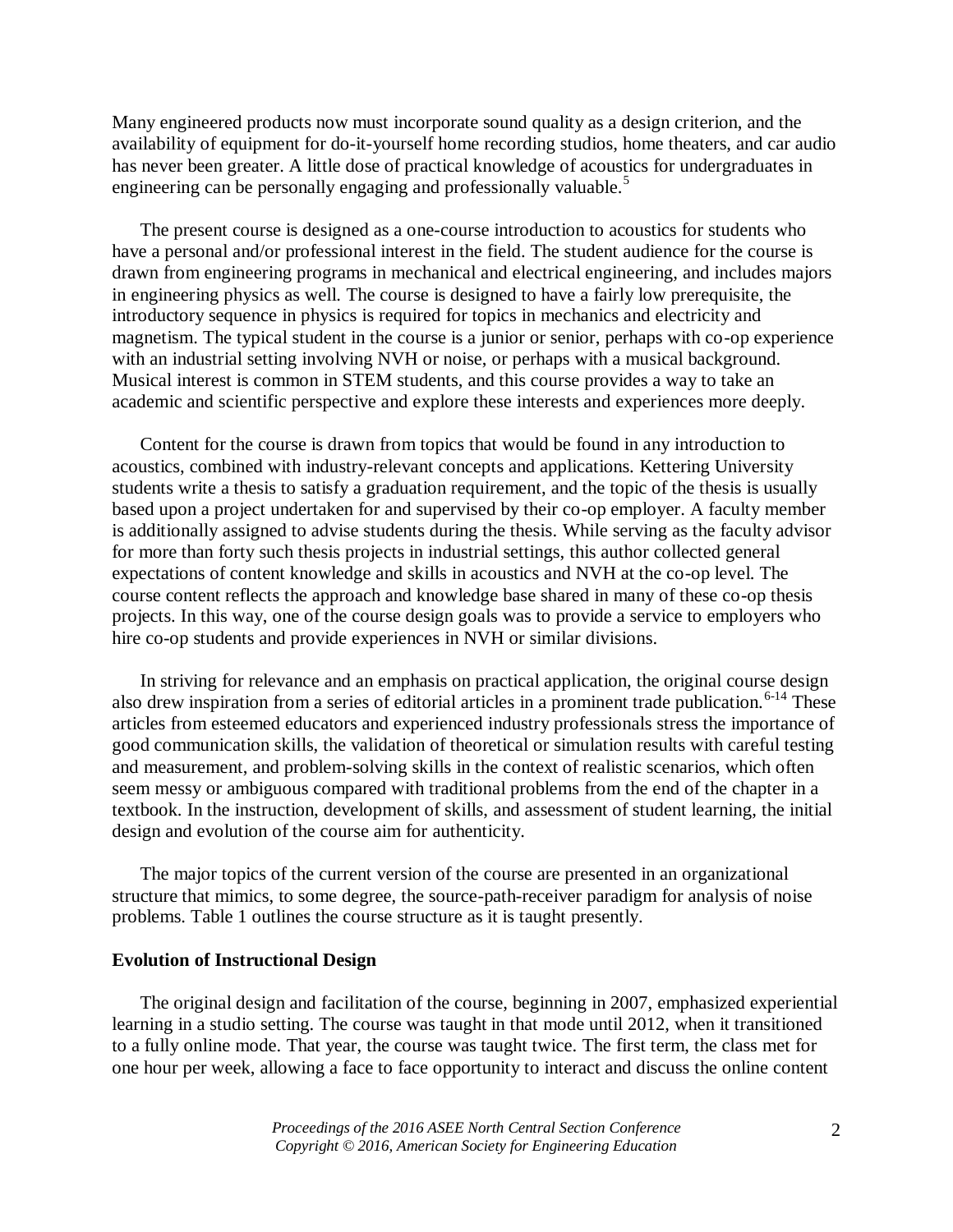Many engineered products now must incorporate sound quality as a design criterion, and the availability of equipment for do-it-yourself home recording studios, home theaters, and car audio has never been greater. A little dose of practical knowledge of acoustics for undergraduates in engineering can be personally engaging and professionally valuable.[5]

The present course is designed as a one-course introduction to acoustics for students who have a personal and/or professional interest in the field. The student audience for the course is drawn from engineering programs in mechanical and electrical engineering, and includes majors in engineering physics as well. The course is designed to have a fairly low prerequisite, the introductory sequence in physics is required for topics in mechanics and electricity and magnetism. The typical student in the course is a junior or senior, perhaps with co-op experience with an industrial setting involving NVH or noise, or perhaps with a musical background. Musical interest is common in STEM students, and this course provides a way to take an academic and scientific perspective and explore these interests and experiences more deeply.

Content for the course is drawn from topics that would be found in any introduction to acoustics, combined with industry-relevant concepts and applications. Kettering University students write a thesis to satisfy a graduation requirement, and the topic of the thesis is usually based upon a project undertaken for and supervised by their co-op employer. A faculty member is additionally assigned to advise students during the thesis. While serving as the faculty advisor for more than forty such thesis projects in industrial settings, this author collected general expectations of content knowledge and skills in acoustics and NVH at the co-op level. The course content reflects the approach and knowledge base shared in many of these co-op thesis projects. In this way, one of the course design goals was to provide a service to employers who hire co-op students and provide experiences in NVH or similar divisions.

In striving for relevance and an emphasis on practical application, the original course design also drew inspiration from a series of editorial articles in a prominent trade publication.[6-14] These articles from esteemed educators and experienced industry professionals stress the importance of good communication skills, the validation of theoretical or simulation results with careful testing and measurement, and problem-solving skills in the context of realistic scenarios, which often seem messy or ambiguous compared with traditional problems from the end of the chapter in a textbook. In the instruction, development of skills, and assessment of student learning, the initial design and evolution of the course aim for authenticity.

The major topics of the current version of the course are presented in an organizational structure that mimics, to some degree, the source-path-receiver paradigm for analysis of noise problems. Table 1 outlines the course structure as it is taught presently.

**Evolution of Instructional Design**

The original design and facilitation of the course, beginning in 2007, emphasized experiential learning in a studio setting. The course was taught in that mode until 2012, when it transitioned to a fully online mode. That year, the course was taught twice. The first term, the class met for one hour per week, allowing a face to face opportunity to interact and discuss the online content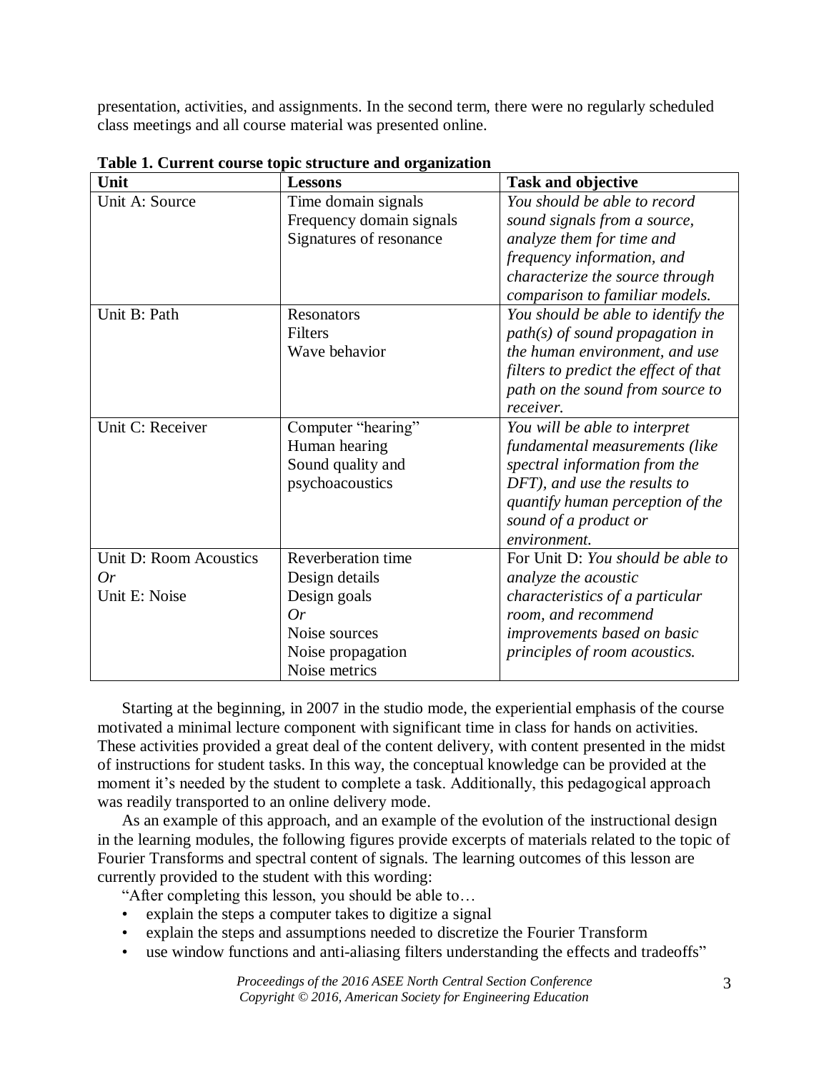presentation, activities, and assignments. In the second term, there were no regularly scheduled class meetings and all course material was presented online.

**Table 1. Current course topic structure and organization**

| Unit | Lessons | Task and objective |
|---|---|---|
| Unit A: Source | Time domain signals<br>Frequency domain signals<br>Signatures of resonance | *You should be able to record sound signals from a source, analyze them for time and frequency information, and characterize the source through comparison to familiar models.* |
| Unit B: Path | Resonators<br>Filters<br>Wave behavior | *You should be able to identify the path(s) of sound propagation in the human environment, and use filters to predict the effect of that path on the sound from source to receiver.* |
| Unit C: Receiver | Computer "hearing"<br>Human hearing<br>Sound quality and psychoacoustics | *You will be able to interpret fundamental measurements (like spectral information from the DFT), and use the results to quantify human perception of the sound of a product or environment.* |
| Unit D: Room Acoustics<br>*Or*<br>Unit E: Noise | Reverberation time<br>Design details<br>Design goals<br>*Or*<br>Noise sources<br>Noise propagation<br>Noise metrics | For Unit D: *You should be able to analyze the acoustic characteristics of a particular room, and recommend improvements based on basic principles of room acoustics.* |

Starting at the beginning, in 2007 in the studio mode, the experiential emphasis of the course motivated a minimal lecture component with significant time in class for hands on activities. These activities provided a great deal of the content delivery, with content presented in the midst of instructions for student tasks. In this way, the conceptual knowledge can be provided at the moment it's needed by the student to complete a task. Additionally, this pedagogical approach was readily transported to an online delivery mode.

As an example of this approach, and an example of the evolution of the instructional design in the learning modules, the following figures provide excerpts of materials related to the topic of Fourier Transforms and spectral content of signals. The learning outcomes of this lesson are currently provided to the student with this wording:

"After completing this lesson, you should be able to…

- explain the steps a computer takes to digitize a signal
- explain the steps and assumptions needed to discretize the Fourier Transform
- use window functions and anti-aliasing filters understanding the effects and tradeoffs"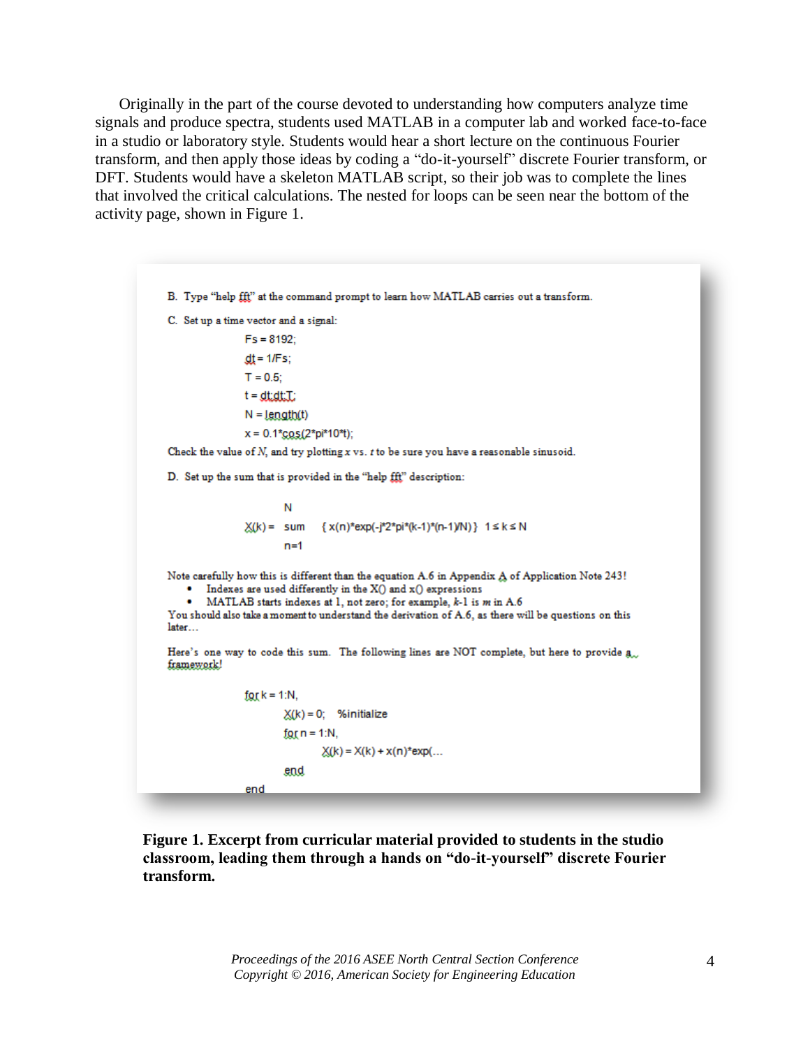Originally in the part of the course devoted to understanding how computers analyze time signals and produce spectra, students used MATLAB in a computer lab and worked face-to-face in a studio or laboratory style. Students would hear a short lecture on the continuous Fourier transform, and then apply those ideas by coding a "do-it-yourself" discrete Fourier transform, or DFT. Students would have a skeleton MATLAB script, so their job was to complete the lines that involved the critical calculations. The nested for loops can be seen near the bottom of the activity page, shown in Figure 1.

B. Type "help fft" at the command prompt to learn how MATLAB carries out a transform.

C. Set up a time vector and a signal:

```
Fs = 8192;
dt = 1/Fs;
T = 0.5;
t = dt:dt:T;
N = length(t)
x = 0.1*cos(2*pi*10*t);
```

Check the value of $N$, and try plotting $x$ vs. $t$ to be sure you have a reasonable sinusoid.

D. Set up the sum that is provided in the "help fft" description:

```
          N
X(k) =  sum   { x(n)*exp(-j*2*pi*(k-1)*(n-1)/N) }  1 ≤ k ≤ N
          n=1
```

Note carefully how this is different than the equation A.6 in Appendix A of Application Note 243!

- Indexes are used differently in the X() and x() expressions
- MATLAB starts indexes at 1, not zero; for example, $k$-1 is $m$ in A.6

You should also take a moment to understand the derivation of A.6, as there will be questions on this later…

Here's one way to code this sum. The following lines are NOT complete, but here to provide a framework!

```
for k = 1:N,
    X(k) = 0;   %initialize
    for n = 1:N,
        X(k) = X(k) + x(n)*exp(...
    end
end
```

**Figure 1. Excerpt from curricular material provided to students in the studio classroom, leading them through a hands on "do-it-yourself" discrete Fourier transform.**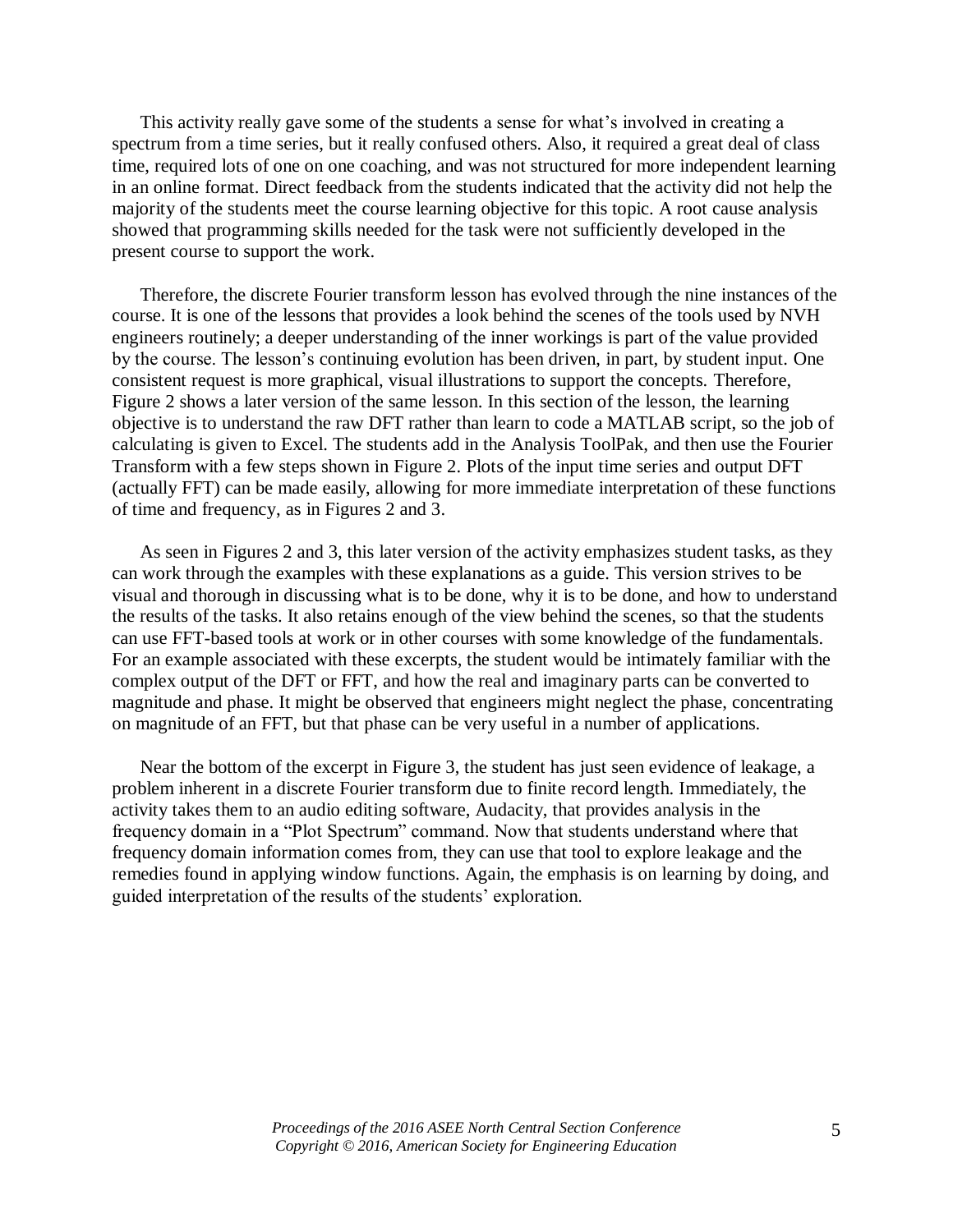This activity really gave some of the students a sense for what's involved in creating a spectrum from a time series, but it really confused others. Also, it required a great deal of class time, required lots of one on one coaching, and was not structured for more independent learning in an online format. Direct feedback from the students indicated that the activity did not help the majority of the students meet the course learning objective for this topic. A root cause analysis showed that programming skills needed for the task were not sufficiently developed in the present course to support the work.

Therefore, the discrete Fourier transform lesson has evolved through the nine instances of the course. It is one of the lessons that provides a look behind the scenes of the tools used by NVH engineers routinely; a deeper understanding of the inner workings is part of the value provided by the course. The lesson's continuing evolution has been driven, in part, by student input. One consistent request is more graphical, visual illustrations to support the concepts. Therefore, Figure 2 shows a later version of the same lesson. In this section of the lesson, the learning objective is to understand the raw DFT rather than learn to code a MATLAB script, so the job of calculating is given to Excel. The students add in the Analysis ToolPak, and then use the Fourier Transform with a few steps shown in Figure 2. Plots of the input time series and output DFT (actually FFT) can be made easily, allowing for more immediate interpretation of these functions of time and frequency, as in Figures 2 and 3.

As seen in Figures 2 and 3, this later version of the activity emphasizes student tasks, as they can work through the examples with these explanations as a guide. This version strives to be visual and thorough in discussing what is to be done, why it is to be done, and how to understand the results of the tasks. It also retains enough of the view behind the scenes, so that the students can use FFT-based tools at work or in other courses with some knowledge of the fundamentals. For an example associated with these excerpts, the student would be intimately familiar with the complex output of the DFT or FFT, and how the real and imaginary parts can be converted to magnitude and phase. It might be observed that engineers might neglect the phase, concentrating on magnitude of an FFT, but that phase can be very useful in a number of applications.

Near the bottom of the excerpt in Figure 3, the student has just seen evidence of leakage, a problem inherent in a discrete Fourier transform due to finite record length. Immediately, the activity takes them to an audio editing software, Audacity, that provides analysis in the frequency domain in a "Plot Spectrum" command. Now that students understand where that frequency domain information comes from, they can use that tool to explore leakage and the remedies found in applying window functions. Again, the emphasis is on learning by doing, and guided interpretation of the results of the students' exploration.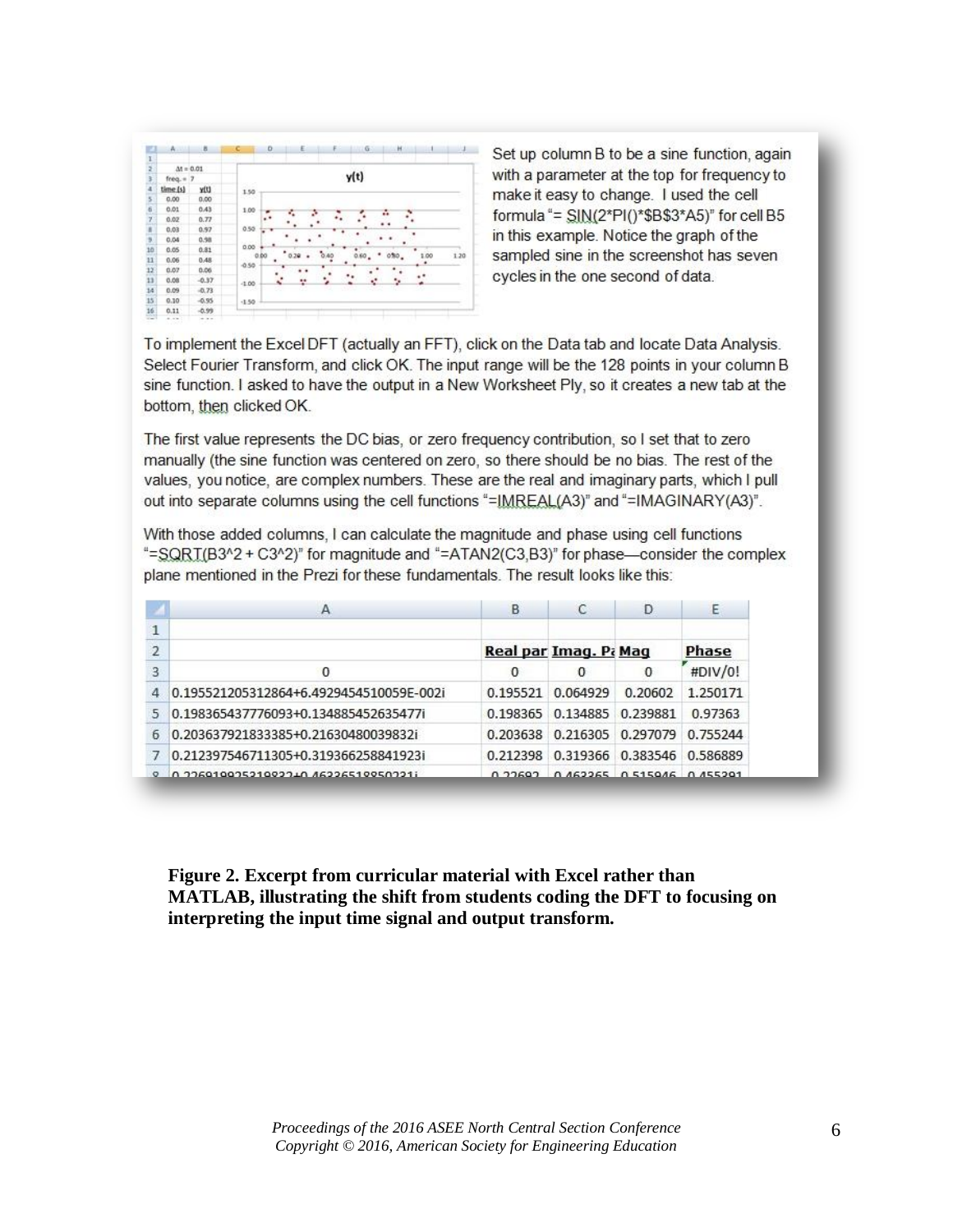| | A | B |
|---|---|---|
| 1 | | |
| 2 | Δt = 0.01 | |
| 3 | freq. = 7 | |
| 4 | time (s) | y(t) |
| 5 | 0.00 | 0.00 |
| 6 | 0.01 | 0.43 |
| 7 | 0.02 | 0.77 |
| 8 | 0.03 | 0.97 |
| 9 | 0.04 | 0.98 |
| 10 | 0.05 | 0.81 |
| 11 | 0.06 | 0.48 |
| 12 | 0.07 | 0.06 |
| 13 | 0.08 | -0.37 |
| 14 | 0.09 | -0.73 |
| 15 | 0.10 | -0.95 |
| 16 | 0.11 | -0.99 |

Set up column B to be a sine function, again with a parameter at the top for frequency to make it easy to change. I used the cell formula "= SIN(2*PI()*$B$3*A5)" for cell B5 in this example. Notice the graph of the sampled sine in the screenshot has seven cycles in the one second of data.

To implement the Excel DFT (actually an FFT), click on the Data tab and locate Data Analysis. Select Fourier Transform, and click OK. The input range will be the 128 points in your column B sine function. I asked to have the output in a New Worksheet Ply, so it creates a new tab at the bottom, then clicked OK.

The first value represents the DC bias, or zero frequency contribution, so I set that to zero manually (the sine function was centered on zero, so there should be no bias. The rest of the values, you notice, are complex numbers. These are the real and imaginary parts, which I pull out into separate columns using the cell functions "=IMREAL(A3)" and "=IMAGINARY(A3)".

With those added columns, I can calculate the magnitude and phase using cell functions "=SQRT(B3^2 + C3^2)" for magnitude and "=ATAN2(C3,B3)" for phase—consider the complex plane mentioned in the Prezi for these fundamentals. The result looks like this:

| | A | B | C | D | E |
|---|---|---|---|---|---|
| 1 | | | | | |
| 2 | | Real par | Imag. Pa | Mag | Phase |
| 3 | 0 | 0 | 0 | 0 | #DIV/0! |
| 4 | 0.195521205312864+6.4929454510059E-002i | 0.195521 | 0.064929 | 0.20602 | 1.250171 |
| 5 | 0.198365437776093+0.134885452635477i | 0.198365 | 0.134885 | 0.239881 | 0.97363 |
| 6 | 0.203637921833385+0.21630480039832i | 0.203638 | 0.216305 | 0.297079 | 0.755244 |
| 7 | 0.212397546711305+0.319366258841923i | 0.212398 | 0.319366 | 0.383546 | 0.586889 |
| 8 | 0.22691992531983+0.46336518850231i | 0.22692 | 0.463365 | 0.515946 | 0.455391 |

**Figure 2. Excerpt from curricular material with Excel rather than MATLAB, illustrating the shift from students coding the DFT to focusing on interpreting the input time signal and output transform.**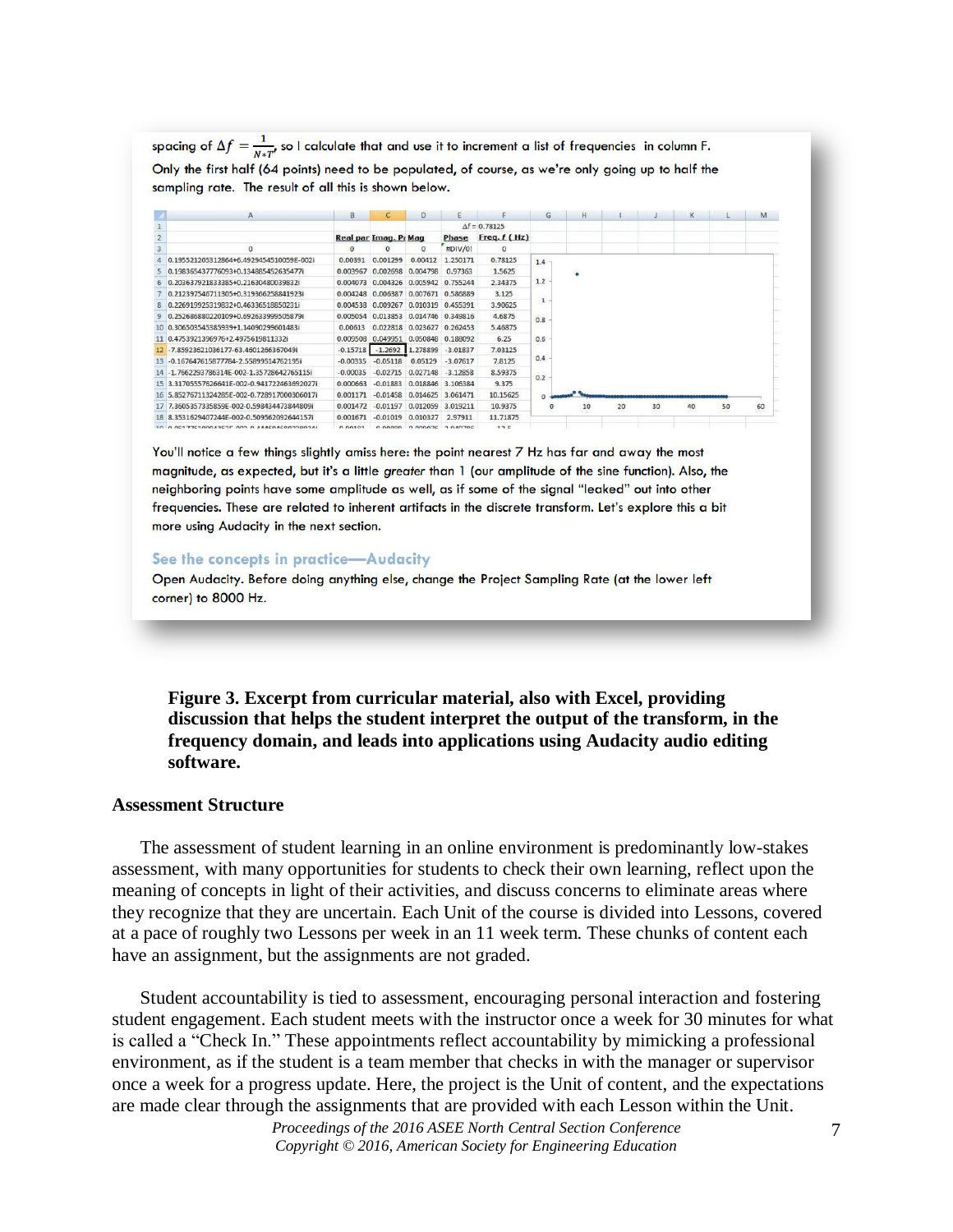spacing of $\Delta f = \frac{1}{N*T}$, so I calculate that and use it to increment a list of frequencies in column F. Only the first half (64 points) need to be populated, of course, as we're only going up to half the sampling rate. The result of all this is shown below.

| | A | B | C | D | E | F |
|---|---|---|---|---|---|---|
| 1 | | | | | $\Delta f$ = 0.78125 | |
| 2 | | Real par | Imag. Pa | Mag | Phase | Freq. f ( Hz) |
| 3 | 0 | 0 | 0 | 0 | #DIV/0! | 0 |
| 4 | 0.195521205312864+6.4929454510059E-002i | 0.00391 | 0.001299 | 0.00412 | 1.250171 | 0.78125 |
| 5 | 0.198365437776093+0.134885452635477i | 0.003967 | 0.002698 | 0.004798 | 0.97363 | 1.5625 |
| 6 | 0.203637921833385+0.216304800398832i | 0.004073 | 0.004326 | 0.005942 | 0.755244 | 2.34375 |
| 7 | 0.212397546711305+0.319366258841923i | 0.004248 | 0.006387 | 0.007671 | 0.586889 | 3.125 |
| 8 | 0.226919925319832+0.463365188502311i | 0.004538 | 0.009267 | 0.010319 | 0.455391 | 3.90625 |
| 9 | 0.252686880220109+0.692633999505879i | 0.005054 | 0.013853 | 0.014746 | 0.349816 | 4.6875 |
| 10 | 0.306503545385939+1.14090299601483i | 0.00613 | 0.022818 | 0.023627 | 0.262453 | 5.46875 |
| 11 | 0.475392139697 6+2.49756198113 32i | 0.009508 | 0.049951 | 0.050848 | 0.188092 | 6.25 |
| 12 | -7.85923621036177-63.4601266367049i | -0.15718 | -1.2692 | 1.278899 | -3.01837 | 7.03125 |
| 13 | -0.167647615877784-2.55899514762195i | -0.00335 | -0.05118 | 0.05129 | -3.07617 | 7.8125 |
| 14 | -1.76622937863 14E-002-1.35728642765115i | -0.00035 | -0.02715 | 0.027148 | -3.12858 | 8.59375 |
| 15 | 3.31705557626641E-002-0.941722463692027i | 0.000663 | -0.01883 | 0.018846 | 3.106384 | 9.375 |
| 16 | 5.85276711324285E-002-0.728917000306017i | 0.001171 | -0.01458 | 0.014625 | 3.061471 | 10.15625 |
| 17 | 7.36053573358 59E-002-0.598434473844809i | 0.001472 | -0.01197 | 0.012059 | 3.019211 | 10.9375 |
| 18 | 8.35316294072 44E-002-0.509562092644157i | 0.001671 | -0.01019 | 0.010327 | 2.97911 | 11.71875 |

You'll notice a few things slightly amiss here: the point nearest 7 Hz has far and away the most magnitude, as expected, but it's a little *greater* than 1 (our amplitude of the sine function). Also, the neighboring points have some amplitude as well, as if some of the signal "leaked" out into other frequencies. These are related to inherent artifacts in the discrete transform. Let's explore this a bit more using Audacity in the next section.

See the concepts in practice—Audacity

Open Audacity. Before doing anything else, change the Project Sampling Rate (at the lower left corner) to 8000 Hz.

**Figure 3. Excerpt from curricular material, also with Excel, providing discussion that helps the student interpret the output of the transform, in the frequency domain, and leads into applications using Audacity audio editing software.**

## Assessment Structure

The assessment of student learning in an online environment is predominantly low-stakes assessment, with many opportunities for students to check their own learning, reflect upon the meaning of concepts in light of their activities, and discuss concerns to eliminate areas where they recognize that they are uncertain. Each Unit of the course is divided into Lessons, covered at a pace of roughly two Lessons per week in an 11 week term. These chunks of content each have an assignment, but the assignments are not graded.

Student accountability is tied to assessment, encouraging personal interaction and fostering student engagement. Each student meets with the instructor once a week for 30 minutes for what is called a "Check In." These appointments reflect accountability by mimicking a professional environment, as if the student is a team member that checks in with the manager or supervisor once a week for a progress update. Here, the project is the Unit of content, and the expectations are made clear through the assignments that are provided with each Lesson within the Unit.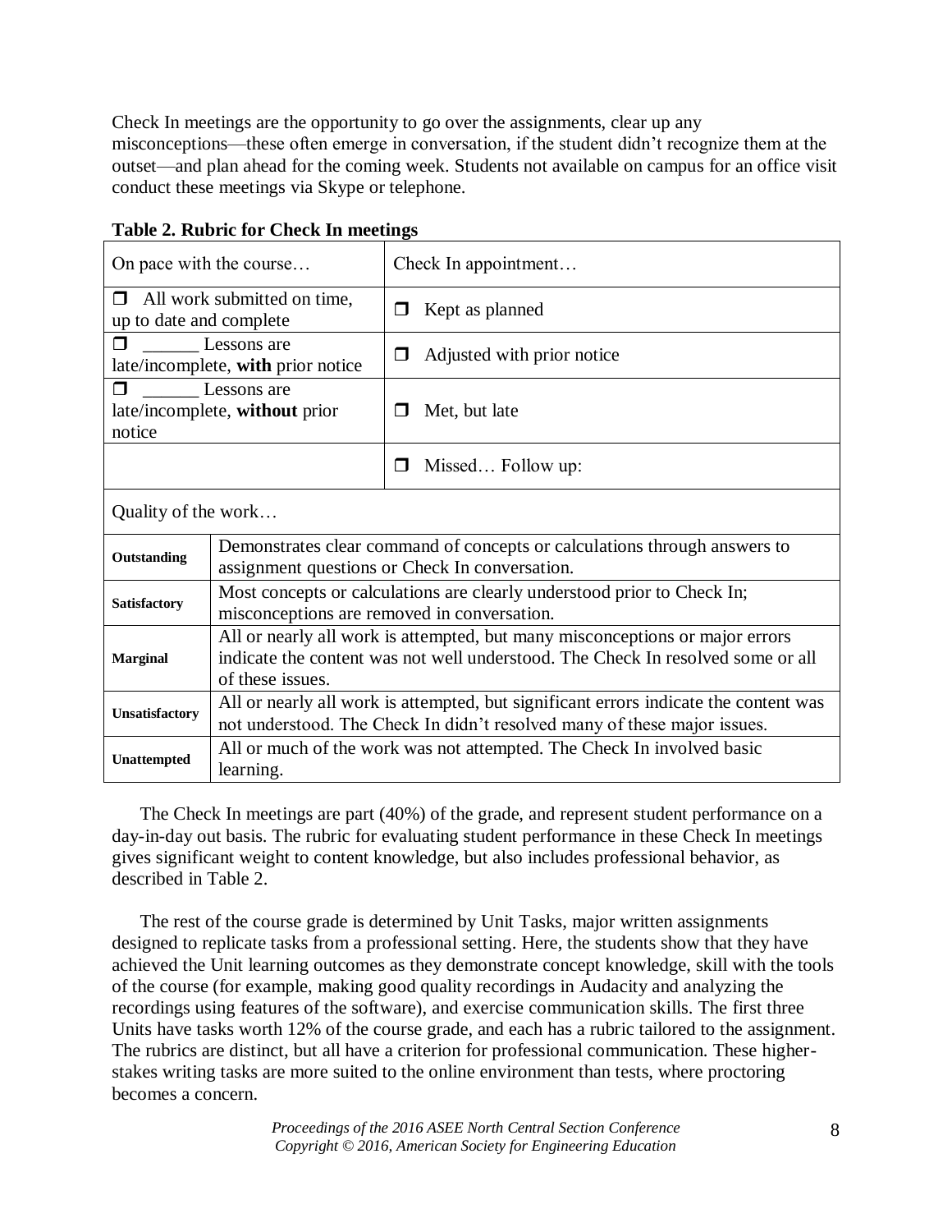Check In meetings are the opportunity to go over the assignments, clear up any misconceptions—these often emerge in conversation, if the student didn't recognize them at the outset—and plan ahead for the coming week. Students not available on campus for an office visit conduct these meetings via Skype or telephone.

**Table 2. Rubric for Check In meetings**

| On pace with the course… | Check In appointment… |
|---|---|
| ❒ All work submitted on time, up to date and complete | ❒ Kept as planned |
| ❒ ______ Lessons are late/incomplete, **with** prior notice | ❒ Adjusted with prior notice |
| ❒ ______ Lessons are late/incomplete, **without** prior notice | ❒ Met, but late |
| | ❒ Missed… Follow up: |

| Quality of the work… | |
|---|---|
| **Outstanding** | Demonstrates clear command of concepts or calculations through answers to assignment questions or Check In conversation. |
| **Satisfactory** | Most concepts or calculations are clearly understood prior to Check In; misconceptions are removed in conversation. |
| **Marginal** | All or nearly all work is attempted, but many misconceptions or major errors indicate the content was not well understood. The Check In resolved some or all of these issues. |
| **Unsatisfactory** | All or nearly all work is attempted, but significant errors indicate the content was not understood. The Check In didn't resolved many of these major issues. |
| **Unattempted** | All or much of the work was not attempted. The Check In involved basic learning. |

The Check In meetings are part (40%) of the grade, and represent student performance on a day-in-day out basis. The rubric for evaluating student performance in these Check In meetings gives significant weight to content knowledge, but also includes professional behavior, as described in Table 2.

The rest of the course grade is determined by Unit Tasks, major written assignments designed to replicate tasks from a professional setting. Here, the students show that they have achieved the Unit learning outcomes as they demonstrate concept knowledge, skill with the tools of the course (for example, making good quality recordings in Audacity and analyzing the recordings using features of the software), and exercise communication skills. The first three Units have tasks worth 12% of the course grade, and each has a rubric tailored to the assignment. The rubrics are distinct, but all have a criterion for professional communication. These higher-stakes writing tasks are more suited to the online environment than tests, where proctoring becomes a concern.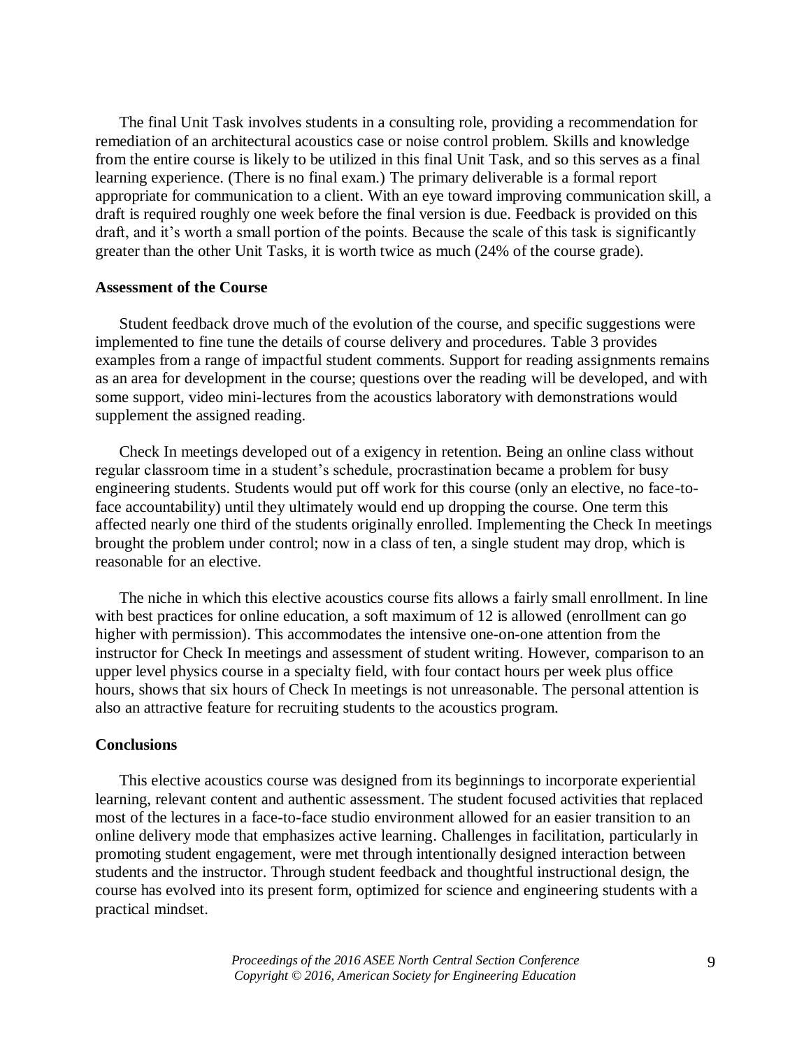The final Unit Task involves students in a consulting role, providing a recommendation for remediation of an architectural acoustics case or noise control problem. Skills and knowledge from the entire course is likely to be utilized in this final Unit Task, and so this serves as a final learning experience. (There is no final exam.) The primary deliverable is a formal report appropriate for communication to a client. With an eye toward improving communication skill, a draft is required roughly one week before the final version is due. Feedback is provided on this draft, and it's worth a small portion of the points. Because the scale of this task is significantly greater than the other Unit Tasks, it is worth twice as much (24% of the course grade).

## Assessment of the Course

Student feedback drove much of the evolution of the course, and specific suggestions were implemented to fine tune the details of course delivery and procedures. Table 3 provides examples from a range of impactful student comments. Support for reading assignments remains as an area for development in the course; questions over the reading will be developed, and with some support, video mini-lectures from the acoustics laboratory with demonstrations would supplement the assigned reading.

Check In meetings developed out of a exigency in retention. Being an online class without regular classroom time in a student's schedule, procrastination became a problem for busy engineering students. Students would put off work for this course (only an elective, no face-to-face accountability) until they ultimately would end up dropping the course. One term this affected nearly one third of the students originally enrolled. Implementing the Check In meetings brought the problem under control; now in a class of ten, a single student may drop, which is reasonable for an elective.

The niche in which this elective acoustics course fits allows a fairly small enrollment. In line with best practices for online education, a soft maximum of 12 is allowed (enrollment can go higher with permission). This accommodates the intensive one-on-one attention from the instructor for Check In meetings and assessment of student writing. However, comparison to an upper level physics course in a specialty field, with four contact hours per week plus office hours, shows that six hours of Check In meetings is not unreasonable. The personal attention is also an attractive feature for recruiting students to the acoustics program.

## Conclusions

This elective acoustics course was designed from its beginnings to incorporate experiential learning, relevant content and authentic assessment. The student focused activities that replaced most of the lectures in a face-to-face studio environment allowed for an easier transition to an online delivery mode that emphasizes active learning. Challenges in facilitation, particularly in promoting student engagement, were met through intentionally designed interaction between students and the instructor. Through student feedback and thoughtful instructional design, the course has evolved into its present form, optimized for science and engineering students with a practical mindset.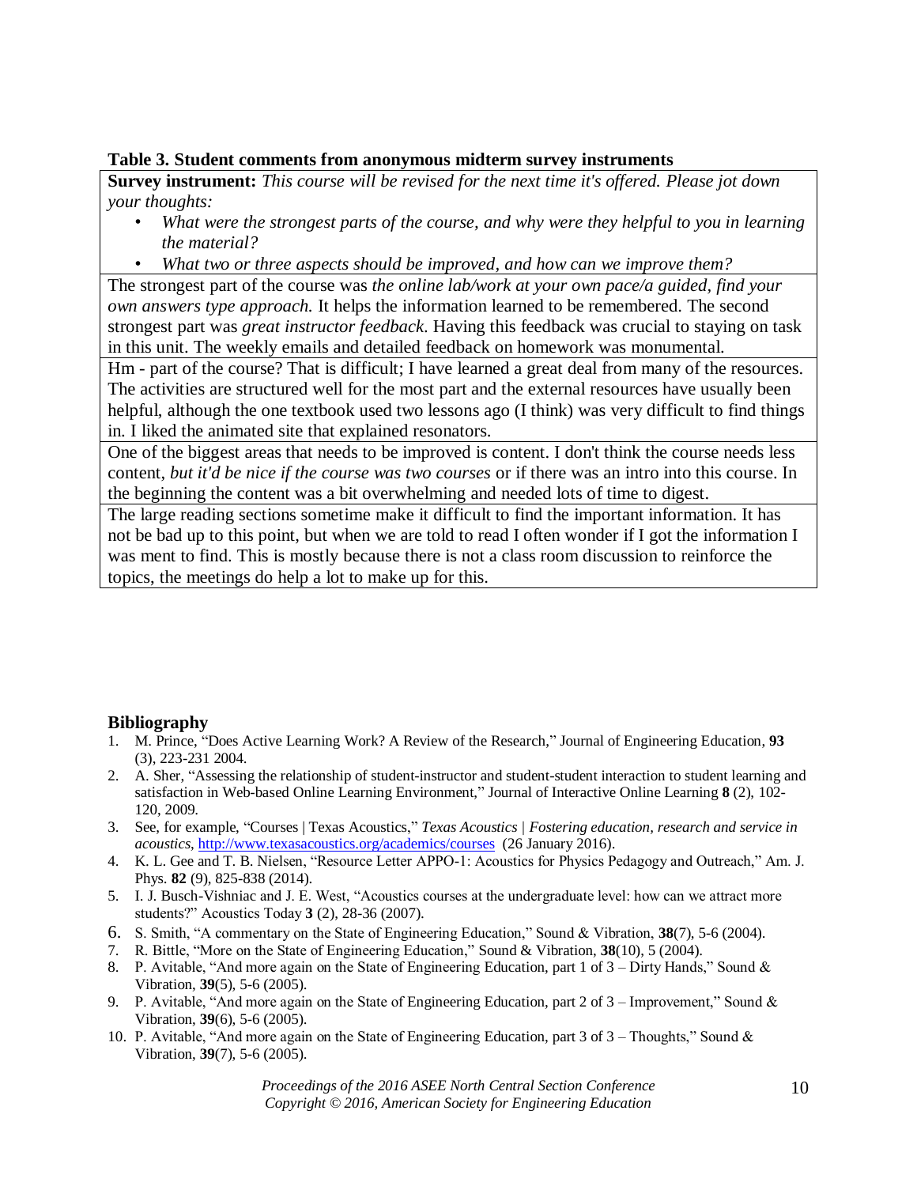**Table 3. Student comments from anonymous midterm survey instruments**

| **Survey instrument:** *This course will be revised for the next time it's offered. Please jot down your thoughts:* <br>• *What were the strongest parts of the course, and why were they helpful to you in learning the material?* <br>• *What two or three aspects should be improved, and how can we improve them?* |
|---|
| The strongest part of the course was *the online lab/work at your own pace/a guided, find your own answers type approach.* It helps the information learned to be remembered. The second strongest part was *great instructor feedback*. Having this feedback was crucial to staying on task in this unit. The weekly emails and detailed feedback on homework was monumental. |
| Hm - part of the course? That is difficult; I have learned a great deal from many of the resources. The activities are structured well for the most part and the external resources have usually been helpful, although the one textbook used two lessons ago (I think) was very difficult to find things in. I liked the animated site that explained resonators. |
| One of the biggest areas that needs to be improved is content. I don't think the course needs less content, *but it'd be nice if the course was two courses* or if there was an intro into this course. In the beginning the content was a bit overwhelming and needed lots of time to digest. |
| The large reading sections sometime make it difficult to find the important information. It has not be bad up to this point, but when we are told to read I often wonder if I got the information I was meant to find. This is mostly because there is not a class room discussion to reinforce the topics, the meetings do help a lot to make up for this. |

## Bibliography

1. M. Prince, "Does Active Learning Work? A Review of the Research," Journal of Engineering Education, **93** (3), 223-231 2004.
2. A. Sher, "Assessing the relationship of student-instructor and student-student interaction to student learning and satisfaction in Web-based Online Learning Environment," Journal of Interactive Online Learning **8** (2), 102-120, 2009.
3. See, for example, "Courses | Texas Acoustics," *Texas Acoustics | Fostering education, research and service in acoustics*, http://www.texasacoustics.org/academics/courses (26 January 2016).
4. K. L. Gee and T. B. Nielsen, "Resource Letter APPO-1: Acoustics for Physics Pedagogy and Outreach," Am. J. Phys. **82** (9), 825-838 (2014).
5. I. J. Busch-Vishniac and J. E. West, "Acoustics courses at the undergraduate level: how can we attract more students?" Acoustics Today **3** (2), 28-36 (2007).
6. S. Smith, "A commentary on the State of Engineering Education," Sound & Vibration, **38**(7), 5-6 (2004).
7. R. Bittle, "More on the State of Engineering Education," Sound & Vibration, **38**(10), 5 (2004).
8. P. Avitable, "And more again on the State of Engineering Education, part 1 of 3 – Dirty Hands," Sound & Vibration, **39**(5), 5-6 (2005).
9. P. Avitable, "And more again on the State of Engineering Education, part 2 of 3 – Improvement," Sound & Vibration, **39**(6), 5-6 (2005).
10. P. Avitable, "And more again on the State of Engineering Education, part 3 of 3 – Thoughts," Sound & Vibration, **39**(7), 5-6 (2005).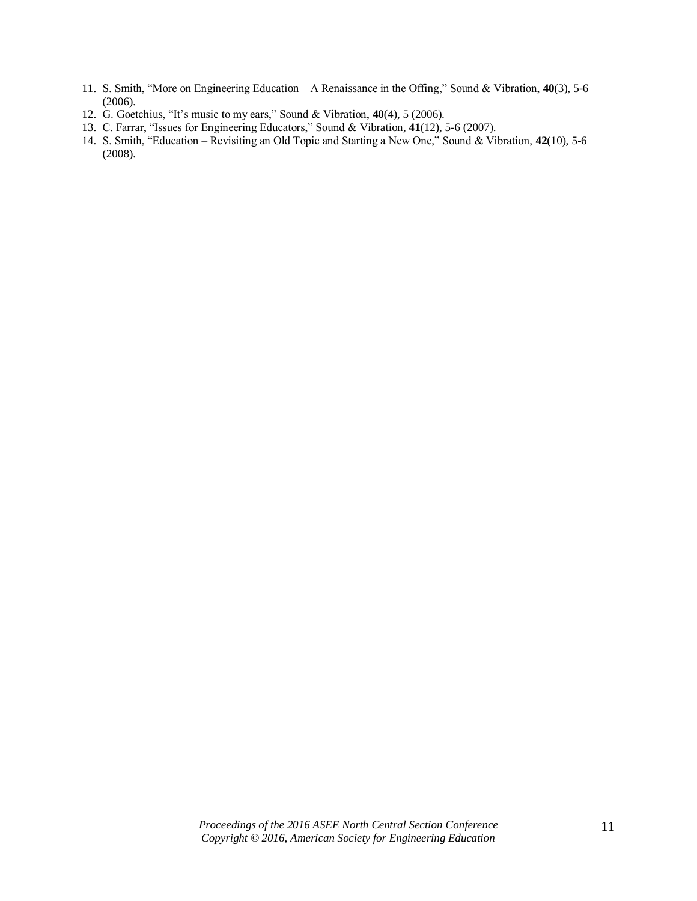11. S. Smith, "More on Engineering Education – A Renaissance in the Offing," Sound & Vibration, **40**(3), 5-6 (2006).
12. G. Goetchius, "It's music to my ears," Sound & Vibration, **40**(4), 5 (2006).
13. C. Farrar, "Issues for Engineering Educators," Sound & Vibration, **41**(12), 5-6 (2007).
14. S. Smith, "Education – Revisiting an Old Topic and Starting a New One," Sound & Vibration, **42**(10), 5-6 (2008).